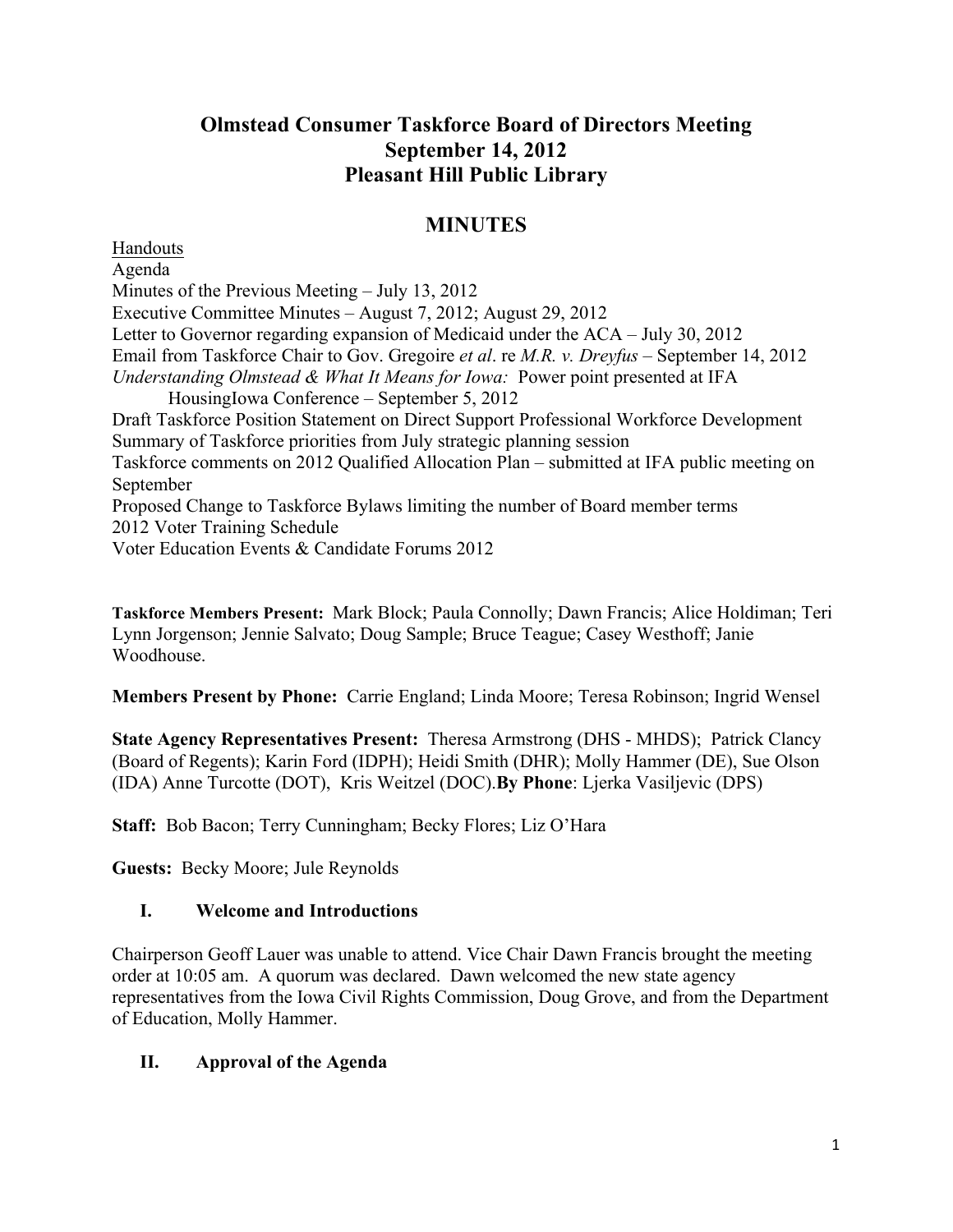# Olmstead Consumer Taskforce Board of Directors Meeting
# September 14, 2012
# Pleasant Hill Public Library

## MINUTES

Handouts

Agenda
Minutes of the Previous Meeting – July 13, 2012
Executive Committee Minutes – August 7, 2012; August 29, 2012
Letter to Governor regarding expansion of Medicaid under the ACA – July 30, 2012
Email from Taskforce Chair to Gov. Gregoire *et al*. re *M.R. v. Dreyfus* – September 14, 2012
*Understanding Olmstead & What It Means for Iowa:* Power point presented at IFA HousingIowa Conference – September 5, 2012
Draft Taskforce Position Statement on Direct Support Professional Workforce Development
Summary of Taskforce priorities from July strategic planning session
Taskforce comments on 2012 Qualified Allocation Plan – submitted at IFA public meeting on September
Proposed Change to Taskforce Bylaws limiting the number of Board member terms
2012 Voter Training Schedule
Voter Education Events & Candidate Forums 2012

**Taskforce Members Present:** Mark Block; Paula Connolly; Dawn Francis; Alice Holdiman; Teri Lynn Jorgenson; Jennie Salvato; Doug Sample; Bruce Teague; Casey Westhoff; Janie Woodhouse.

**Members Present by Phone:** Carrie England; Linda Moore; Teresa Robinson; Ingrid Wensel

**State Agency Representatives Present:** Theresa Armstrong (DHS - MHDS); Patrick Clancy (Board of Regents); Karin Ford (IDPH); Heidi Smith (DHR); Molly Hammer (DE), Sue Olson (IDA) Anne Turcotte (DOT), Kris Weitzel (DOC).**By Phone**: Ljerka Vasiljevic (DPS)

**Staff:** Bob Bacon; Terry Cunningham; Becky Flores; Liz O'Hara

**Guests:** Becky Moore; Jule Reynolds

### I. Welcome and Introductions

Chairperson Geoff Lauer was unable to attend. Vice Chair Dawn Francis brought the meeting order at 10:05 am. A quorum was declared. Dawn welcomed the new state agency representatives from the Iowa Civil Rights Commission, Doug Grove, and from the Department of Education, Molly Hammer.

### II. Approval of the Agenda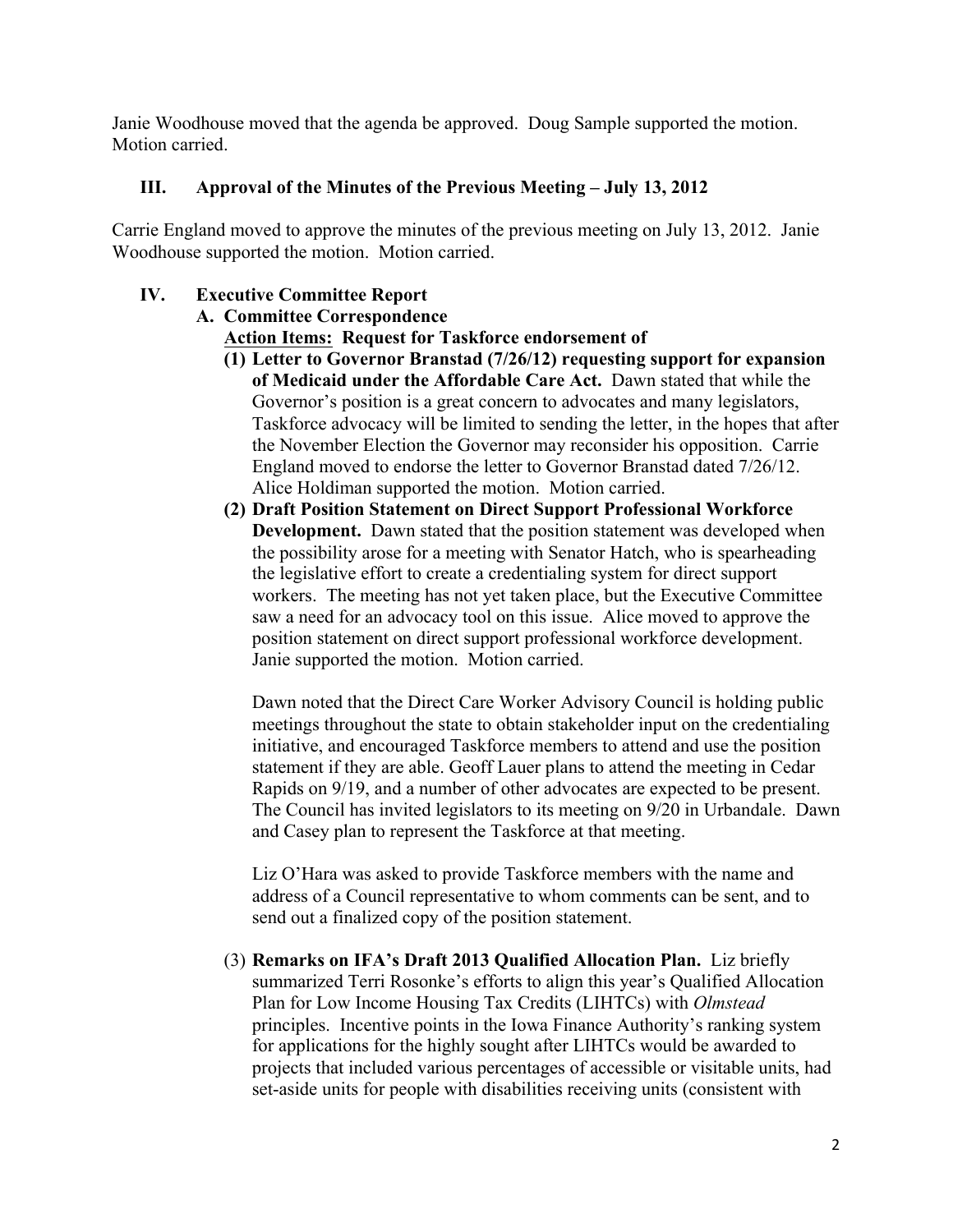Janie Woodhouse moved that the agenda be approved. Doug Sample supported the motion. Motion carried.

## III. Approval of the Minutes of the Previous Meeting – July 13, 2012

Carrie England moved to approve the minutes of the previous meeting on July 13, 2012. Janie Woodhouse supported the motion. Motion carried.

## IV. Executive Committee Report

### A. Committee Correspondence

**Action Items: Request for Taskforce endorsement of**

**(1) Letter to Governor Branstad (7/26/12) requesting support for expansion of Medicaid under the Affordable Care Act.** Dawn stated that while the Governor's position is a great concern to advocates and many legislators, Taskforce advocacy will be limited to sending the letter, in the hopes that after the November Election the Governor may reconsider his opposition. Carrie England moved to endorse the letter to Governor Branstad dated 7/26/12. Alice Holdiman supported the motion. Motion carried.

**(2) Draft Position Statement on Direct Support Professional Workforce Development.** Dawn stated that the position statement was developed when the possibility arose for a meeting with Senator Hatch, who is spearheading the legislative effort to create a credentialing system for direct support workers. The meeting has not yet taken place, but the Executive Committee saw a need for an advocacy tool on this issue. Alice moved to approve the position statement on direct support professional workforce development. Janie supported the motion. Motion carried.

Dawn noted that the Direct Care Worker Advisory Council is holding public meetings throughout the state to obtain stakeholder input on the credentialing initiative, and encouraged Taskforce members to attend and use the position statement if they are able. Geoff Lauer plans to attend the meeting in Cedar Rapids on 9/19, and a number of other advocates are expected to be present. The Council has invited legislators to its meeting on 9/20 in Urbandale. Dawn and Casey plan to represent the Taskforce at that meeting.

Liz O'Hara was asked to provide Taskforce members with the name and address of a Council representative to whom comments can be sent, and to send out a finalized copy of the position statement.

(3) **Remarks on IFA's Draft 2013 Qualified Allocation Plan.** Liz briefly summarized Terri Rosonke's efforts to align this year's Qualified Allocation Plan for Low Income Housing Tax Credits (LIHTCs) with *Olmstead* principles. Incentive points in the Iowa Finance Authority's ranking system for applications for the highly sought after LIHTCs would be awarded to projects that included various percentages of accessible or visitable units, had set-aside units for people with disabilities receiving units (consistent with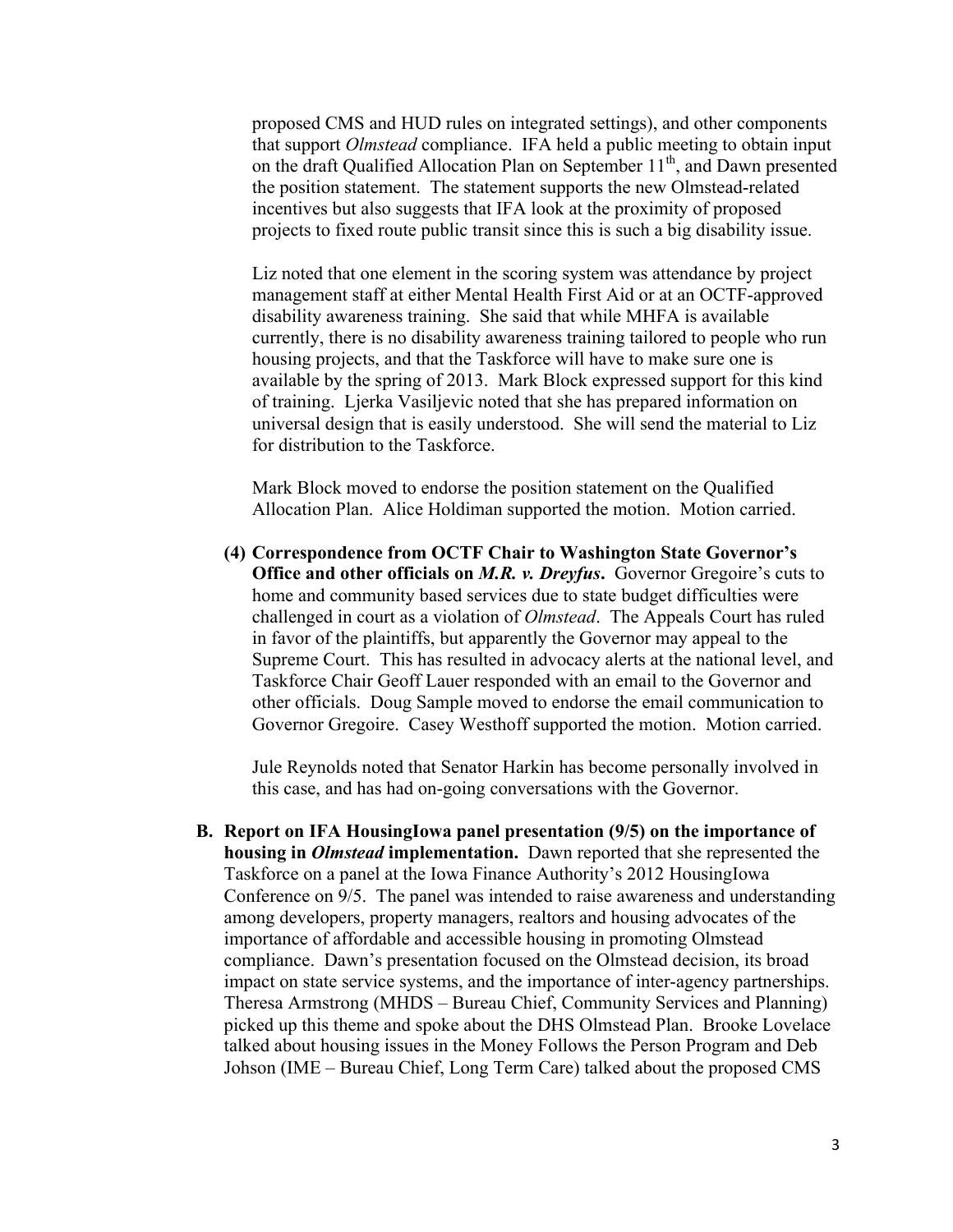proposed CMS and HUD rules on integrated settings), and other components that support *Olmstead* compliance. IFA held a public meeting to obtain input on the draft Qualified Allocation Plan on September 11th, and Dawn presented the position statement. The statement supports the new Olmstead-related incentives but also suggests that IFA look at the proximity of proposed projects to fixed route public transit since this is such a big disability issue.

Liz noted that one element in the scoring system was attendance by project management staff at either Mental Health First Aid or at an OCTF-approved disability awareness training. She said that while MHFA is available currently, there is no disability awareness training tailored to people who run housing projects, and that the Taskforce will have to make sure one is available by the spring of 2013. Mark Block expressed support for this kind of training. Ljerka Vasiljevic noted that she has prepared information on universal design that is easily understood. She will send the material to Liz for distribution to the Taskforce.

Mark Block moved to endorse the position statement on the Qualified Allocation Plan. Alice Holdiman supported the motion. Motion carried.

**(4) Correspondence from OCTF Chair to Washington State Governor's Office and other officials on *M.R. v. Dreyfus*.** Governor Gregoire's cuts to home and community based services due to state budget difficulties were challenged in court as a violation of *Olmstead*. The Appeals Court has ruled in favor of the plaintiffs, but apparently the Governor may appeal to the Supreme Court. This has resulted in advocacy alerts at the national level, and Taskforce Chair Geoff Lauer responded with an email to the Governor and other officials. Doug Sample moved to endorse the email communication to Governor Gregoire. Casey Westhoff supported the motion. Motion carried.

Jule Reynolds noted that Senator Harkin has become personally involved in this case, and has had on-going conversations with the Governor.

**B. Report on IFA HousingIowa panel presentation (9/5) on the importance of housing in *Olmstead* implementation.** Dawn reported that she represented the Taskforce on a panel at the Iowa Finance Authority's 2012 HousingIowa Conference on 9/5. The panel was intended to raise awareness and understanding among developers, property managers, realtors and housing advocates of the importance of affordable and accessible housing in promoting Olmstead compliance. Dawn's presentation focused on the Olmstead decision, its broad impact on state service systems, and the importance of inter-agency partnerships. Theresa Armstrong (MHDS – Bureau Chief, Community Services and Planning) picked up this theme and spoke about the DHS Olmstead Plan. Brooke Lovelace talked about housing issues in the Money Follows the Person Program and Deb Johson (IME – Bureau Chief, Long Term Care) talked about the proposed CMS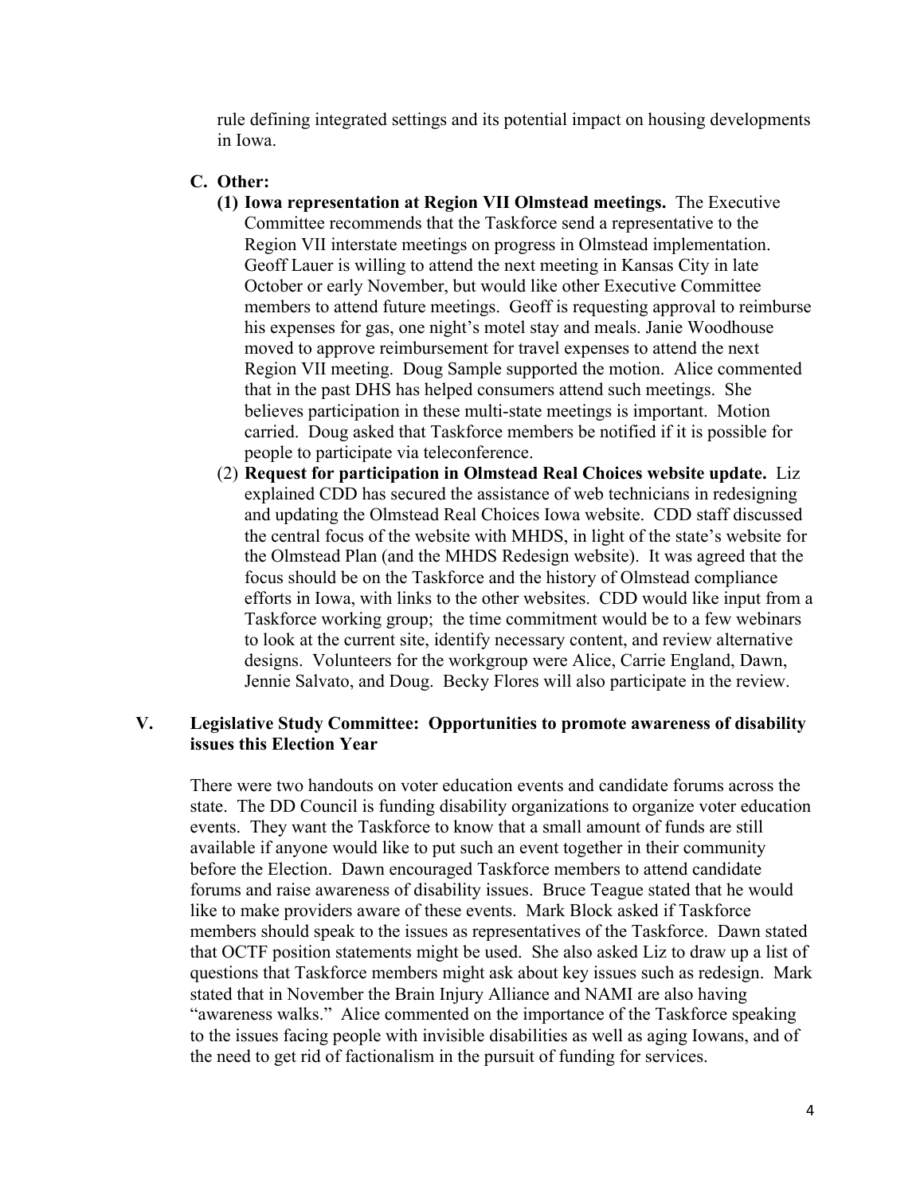rule defining integrated settings and its potential impact on housing developments in Iowa.

**C. Other:**

**(1) Iowa representation at Region VII Olmstead meetings.** The Executive Committee recommends that the Taskforce send a representative to the Region VII interstate meetings on progress in Olmstead implementation. Geoff Lauer is willing to attend the next meeting in Kansas City in late October or early November, but would like other Executive Committee members to attend future meetings. Geoff is requesting approval to reimburse his expenses for gas, one night's motel stay and meals. Janie Woodhouse moved to approve reimbursement for travel expenses to attend the next Region VII meeting. Doug Sample supported the motion. Alice commented that in the past DHS has helped consumers attend such meetings. She believes participation in these multi-state meetings is important. Motion carried. Doug asked that Taskforce members be notified if it is possible for people to participate via teleconference.

(2) **Request for participation in Olmstead Real Choices website update.** Liz explained CDD has secured the assistance of web technicians in redesigning and updating the Olmstead Real Choices Iowa website. CDD staff discussed the central focus of the website with MHDS, in light of the state's website for the Olmstead Plan (and the MHDS Redesign website). It was agreed that the focus should be on the Taskforce and the history of Olmstead compliance efforts in Iowa, with links to the other websites. CDD would like input from a Taskforce working group; the time commitment would be to a few webinars to look at the current site, identify necessary content, and review alternative designs. Volunteers for the workgroup were Alice, Carrie England, Dawn, Jennie Salvato, and Doug. Becky Flores will also participate in the review.

## V. Legislative Study Committee: Opportunities to promote awareness of disability issues this Election Year

There were two handouts on voter education events and candidate forums across the state. The DD Council is funding disability organizations to organize voter education events. They want the Taskforce to know that a small amount of funds are still available if anyone would like to put such an event together in their community before the Election. Dawn encouraged Taskforce members to attend candidate forums and raise awareness of disability issues. Bruce Teague stated that he would like to make providers aware of these events. Mark Block asked if Taskforce members should speak to the issues as representatives of the Taskforce. Dawn stated that OCTF position statements might be used. She also asked Liz to draw up a list of questions that Taskforce members might ask about key issues such as redesign. Mark stated that in November the Brain Injury Alliance and NAMI are also having "awareness walks." Alice commented on the importance of the Taskforce speaking to the issues facing people with invisible disabilities as well as aging Iowans, and of the need to get rid of factionalism in the pursuit of funding for services.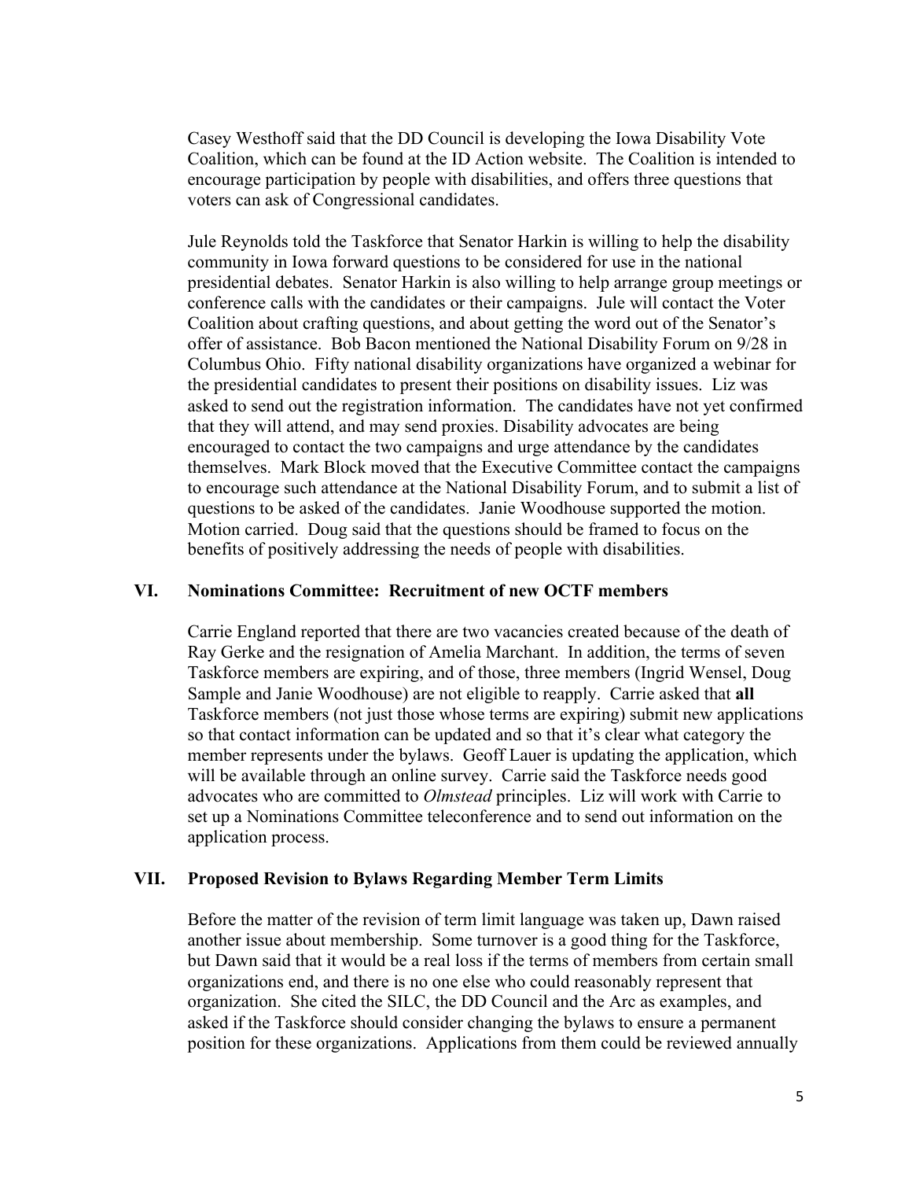Casey Westhoff said that the DD Council is developing the Iowa Disability Vote Coalition, which can be found at the ID Action website. The Coalition is intended to encourage participation by people with disabilities, and offers three questions that voters can ask of Congressional candidates.

Jule Reynolds told the Taskforce that Senator Harkin is willing to help the disability community in Iowa forward questions to be considered for use in the national presidential debates. Senator Harkin is also willing to help arrange group meetings or conference calls with the candidates or their campaigns. Jule will contact the Voter Coalition about crafting questions, and about getting the word out of the Senator's offer of assistance. Bob Bacon mentioned the National Disability Forum on 9/28 in Columbus Ohio. Fifty national disability organizations have organized a webinar for the presidential candidates to present their positions on disability issues. Liz was asked to send out the registration information. The candidates have not yet confirmed that they will attend, and may send proxies. Disability advocates are being encouraged to contact the two campaigns and urge attendance by the candidates themselves. Mark Block moved that the Executive Committee contact the campaigns to encourage such attendance at the National Disability Forum, and to submit a list of questions to be asked of the candidates. Janie Woodhouse supported the motion. Motion carried. Doug said that the questions should be framed to focus on the benefits of positively addressing the needs of people with disabilities.

## VI. Nominations Committee: Recruitment of new OCTF members

Carrie England reported that there are two vacancies created because of the death of Ray Gerke and the resignation of Amelia Marchant. In addition, the terms of seven Taskforce members are expiring, and of those, three members (Ingrid Wensel, Doug Sample and Janie Woodhouse) are not eligible to reapply. Carrie asked that **all** Taskforce members (not just those whose terms are expiring) submit new applications so that contact information can be updated and so that it's clear what category the member represents under the bylaws. Geoff Lauer is updating the application, which will be available through an online survey. Carrie said the Taskforce needs good advocates who are committed to *Olmstead* principles. Liz will work with Carrie to set up a Nominations Committee teleconference and to send out information on the application process.

## VII. Proposed Revision to Bylaws Regarding Member Term Limits

Before the matter of the revision of term limit language was taken up, Dawn raised another issue about membership. Some turnover is a good thing for the Taskforce, but Dawn said that it would be a real loss if the terms of members from certain small organizations end, and there is no one else who could reasonably represent that organization. She cited the SILC, the DD Council and the Arc as examples, and asked if the Taskforce should consider changing the bylaws to ensure a permanent position for these organizations. Applications from them could be reviewed annually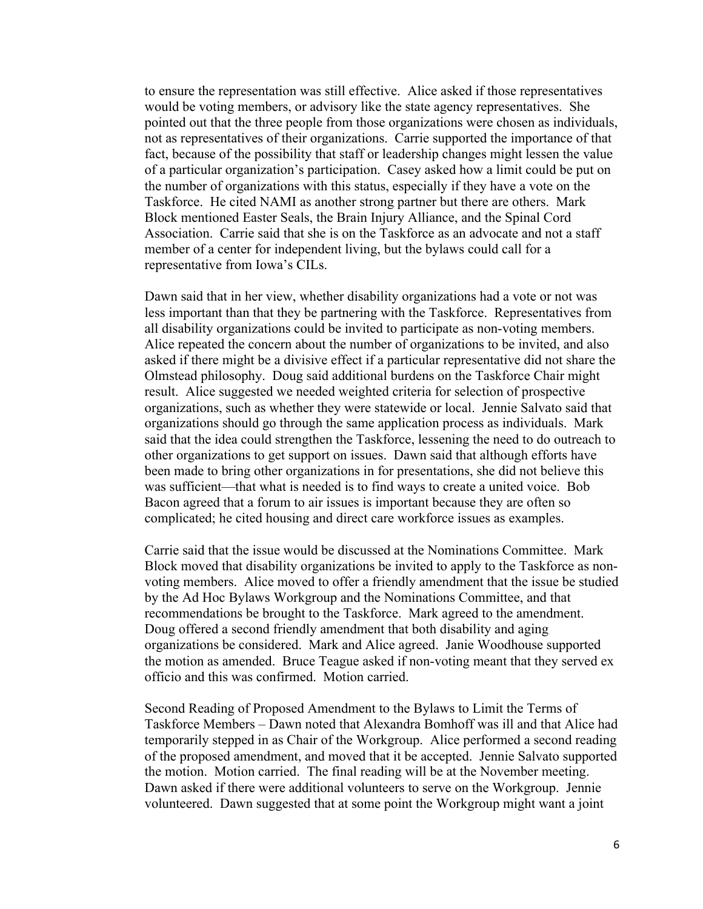to ensure the representation was still effective. Alice asked if those representatives would be voting members, or advisory like the state agency representatives. She pointed out that the three people from those organizations were chosen as individuals, not as representatives of their organizations. Carrie supported the importance of that fact, because of the possibility that staff or leadership changes might lessen the value of a particular organization's participation. Casey asked how a limit could be put on the number of organizations with this status, especially if they have a vote on the Taskforce. He cited NAMI as another strong partner but there are others. Mark Block mentioned Easter Seals, the Brain Injury Alliance, and the Spinal Cord Association. Carrie said that she is on the Taskforce as an advocate and not a staff member of a center for independent living, but the bylaws could call for a representative from Iowa's CILs.

Dawn said that in her view, whether disability organizations had a vote or not was less important than that they be partnering with the Taskforce. Representatives from all disability organizations could be invited to participate as non-voting members. Alice repeated the concern about the number of organizations to be invited, and also asked if there might be a divisive effect if a particular representative did not share the Olmstead philosophy. Doug said additional burdens on the Taskforce Chair might result. Alice suggested we needed weighted criteria for selection of prospective organizations, such as whether they were statewide or local. Jennie Salvato said that organizations should go through the same application process as individuals. Mark said that the idea could strengthen the Taskforce, lessening the need to do outreach to other organizations to get support on issues. Dawn said that although efforts have been made to bring other organizations in for presentations, she did not believe this was sufficient—that what is needed is to find ways to create a united voice. Bob Bacon agreed that a forum to air issues is important because they are often so complicated; he cited housing and direct care workforce issues as examples.

Carrie said that the issue would be discussed at the Nominations Committee. Mark Block moved that disability organizations be invited to apply to the Taskforce as non-voting members. Alice moved to offer a friendly amendment that the issue be studied by the Ad Hoc Bylaws Workgroup and the Nominations Committee, and that recommendations be brought to the Taskforce. Mark agreed to the amendment. Doug offered a second friendly amendment that both disability and aging organizations be considered. Mark and Alice agreed. Janie Woodhouse supported the motion as amended. Bruce Teague asked if non-voting meant that they served ex officio and this was confirmed. Motion carried.

Second Reading of Proposed Amendment to the Bylaws to Limit the Terms of Taskforce Members – Dawn noted that Alexandra Bomhoff was ill and that Alice had temporarily stepped in as Chair of the Workgroup. Alice performed a second reading of the proposed amendment, and moved that it be accepted. Jennie Salvato supported the motion. Motion carried. The final reading will be at the November meeting. Dawn asked if there were additional volunteers to serve on the Workgroup. Jennie volunteered. Dawn suggested that at some point the Workgroup might want a joint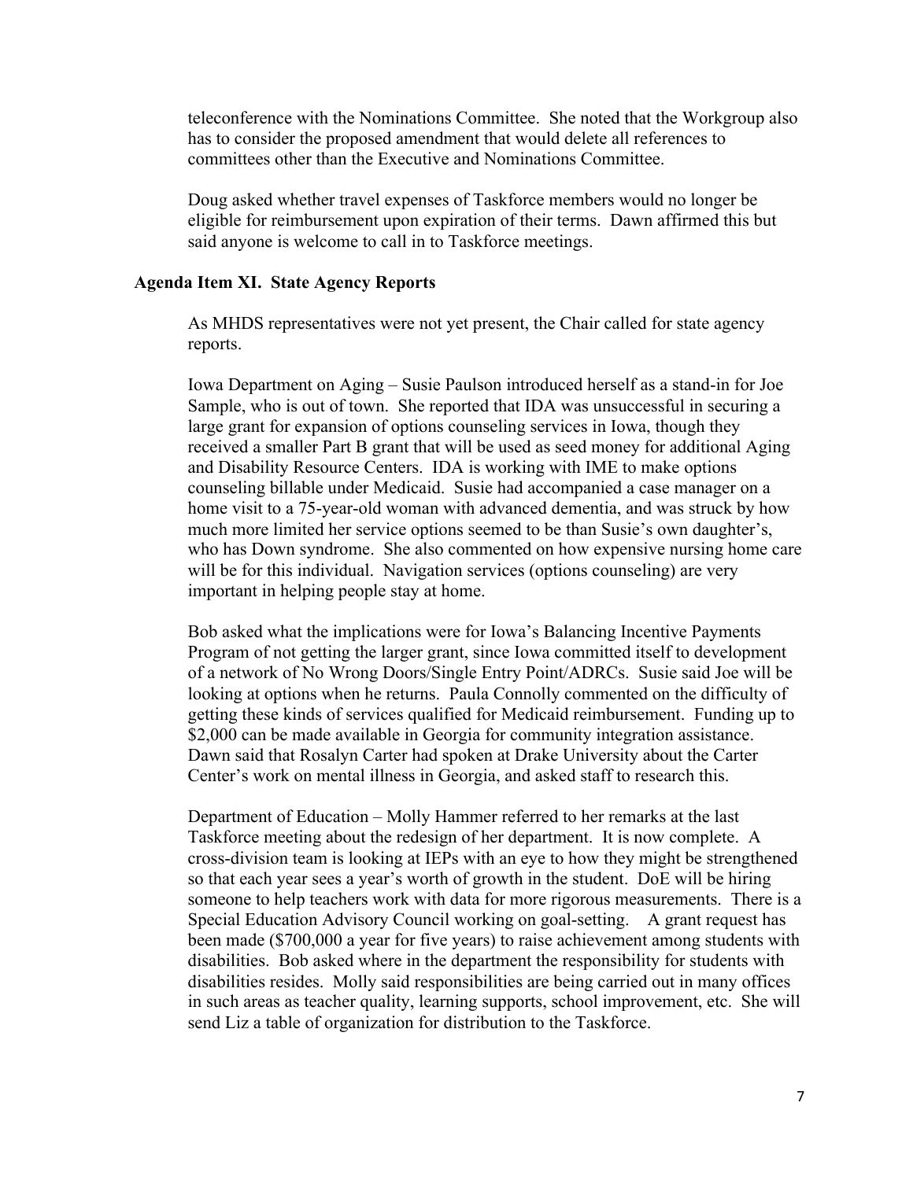teleconference with the Nominations Committee. She noted that the Workgroup also has to consider the proposed amendment that would delete all references to committees other than the Executive and Nominations Committee.

Doug asked whether travel expenses of Taskforce members would no longer be eligible for reimbursement upon expiration of their terms. Dawn affirmed this but said anyone is welcome to call in to Taskforce meetings.

**Agenda Item XI. State Agency Reports**

As MHDS representatives were not yet present, the Chair called for state agency reports.

Iowa Department on Aging – Susie Paulson introduced herself as a stand-in for Joe Sample, who is out of town. She reported that IDA was unsuccessful in securing a large grant for expansion of options counseling services in Iowa, though they received a smaller Part B grant that will be used as seed money for additional Aging and Disability Resource Centers. IDA is working with IME to make options counseling billable under Medicaid. Susie had accompanied a case manager on a home visit to a 75-year-old woman with advanced dementia, and was struck by how much more limited her service options seemed to be than Susie's own daughter's, who has Down syndrome. She also commented on how expensive nursing home care will be for this individual. Navigation services (options counseling) are very important in helping people stay at home.

Bob asked what the implications were for Iowa's Balancing Incentive Payments Program of not getting the larger grant, since Iowa committed itself to development of a network of No Wrong Doors/Single Entry Point/ADRCs. Susie said Joe will be looking at options when he returns. Paula Connolly commented on the difficulty of getting these kinds of services qualified for Medicaid reimbursement. Funding up to $2,000 can be made available in Georgia for community integration assistance. Dawn said that Rosalyn Carter had spoken at Drake University about the Carter Center's work on mental illness in Georgia, and asked staff to research this.

Department of Education – Molly Hammer referred to her remarks at the last Taskforce meeting about the redesign of her department. It is now complete. A cross-division team is looking at IEPs with an eye to how they might be strengthened so that each year sees a year's worth of growth in the student. DoE will be hiring someone to help teachers work with data for more rigorous measurements. There is a Special Education Advisory Council working on goal-setting. A grant request has been made ($700,000 a year for five years) to raise achievement among students with disabilities. Bob asked where in the department the responsibility for students with disabilities resides. Molly said responsibilities are being carried out in many offices in such areas as teacher quality, learning supports, school improvement, etc. She will send Liz a table of organization for distribution to the Taskforce.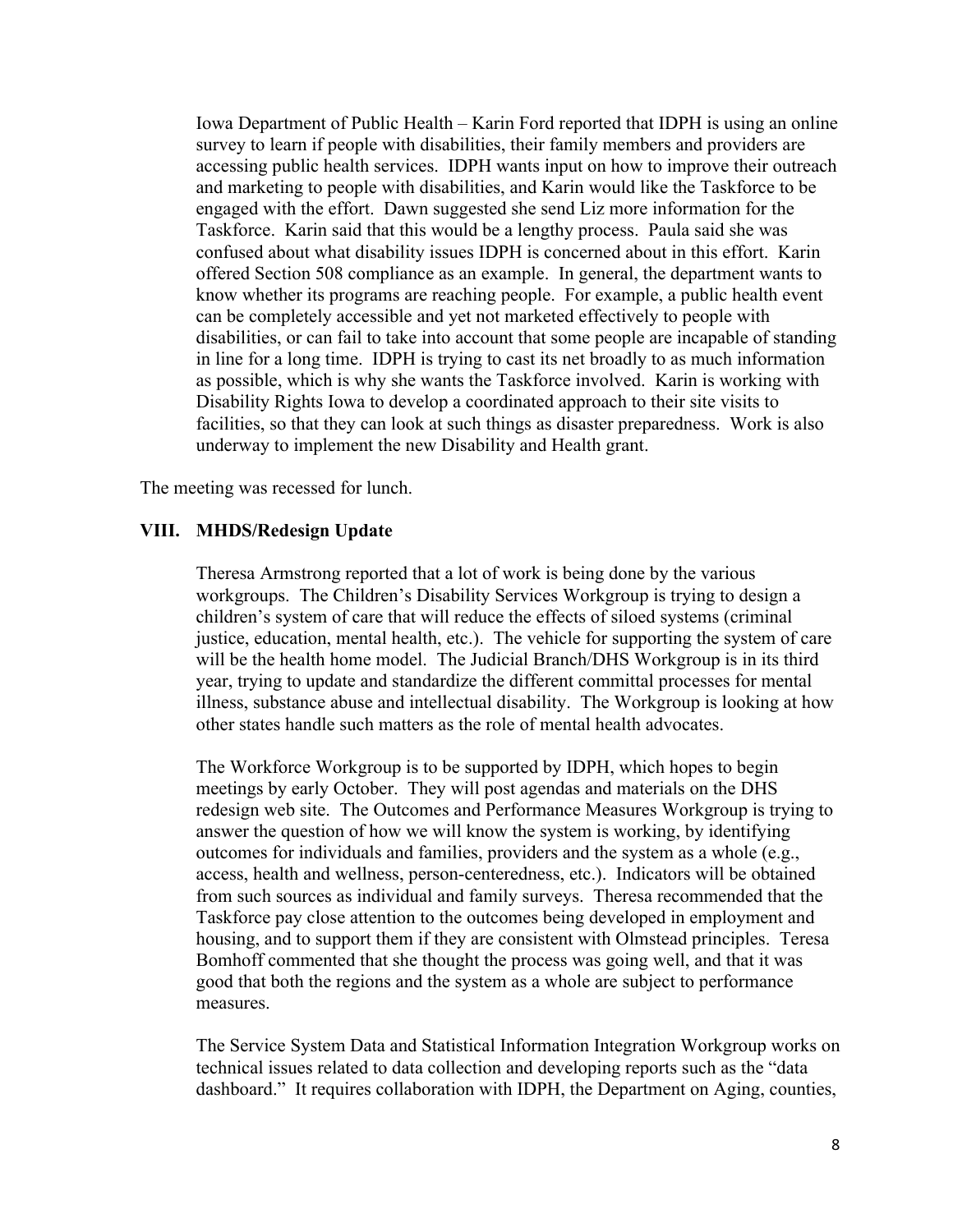Iowa Department of Public Health – Karin Ford reported that IDPH is using an online survey to learn if people with disabilities, their family members and providers are accessing public health services. IDPH wants input on how to improve their outreach and marketing to people with disabilities, and Karin would like the Taskforce to be engaged with the effort. Dawn suggested she send Liz more information for the Taskforce. Karin said that this would be a lengthy process. Paula said she was confused about what disability issues IDPH is concerned about in this effort. Karin offered Section 508 compliance as an example. In general, the department wants to know whether its programs are reaching people. For example, a public health event can be completely accessible and yet not marketed effectively to people with disabilities, or can fail to take into account that some people are incapable of standing in line for a long time. IDPH is trying to cast its net broadly to as much information as possible, which is why she wants the Taskforce involved. Karin is working with Disability Rights Iowa to develop a coordinated approach to their site visits to facilities, so that they can look at such things as disaster preparedness. Work is also underway to implement the new Disability and Health grant.

The meeting was recessed for lunch.

### VIII. MHDS/Redesign Update

Theresa Armstrong reported that a lot of work is being done by the various workgroups. The Children's Disability Services Workgroup is trying to design a children's system of care that will reduce the effects of siloed systems (criminal justice, education, mental health, etc.). The vehicle for supporting the system of care will be the health home model. The Judicial Branch/DHS Workgroup is in its third year, trying to update and standardize the different committal processes for mental illness, substance abuse and intellectual disability. The Workgroup is looking at how other states handle such matters as the role of mental health advocates.

The Workforce Workgroup is to be supported by IDPH, which hopes to begin meetings by early October. They will post agendas and materials on the DHS redesign web site. The Outcomes and Performance Measures Workgroup is trying to answer the question of how we will know the system is working, by identifying outcomes for individuals and families, providers and the system as a whole (e.g., access, health and wellness, person-centeredness, etc.). Indicators will be obtained from such sources as individual and family surveys. Theresa recommended that the Taskforce pay close attention to the outcomes being developed in employment and housing, and to support them if they are consistent with Olmstead principles. Teresa Bomhoff commented that she thought the process was going well, and that it was good that both the regions and the system as a whole are subject to performance measures.

The Service System Data and Statistical Information Integration Workgroup works on technical issues related to data collection and developing reports such as the "data dashboard." It requires collaboration with IDPH, the Department on Aging, counties,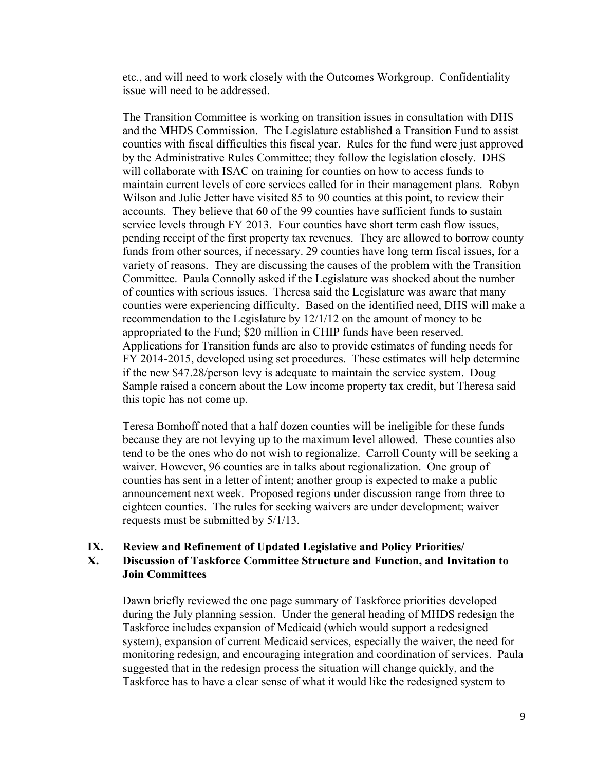etc., and will need to work closely with the Outcomes Workgroup. Confidentiality issue will need to be addressed.

The Transition Committee is working on transition issues in consultation with DHS and the MHDS Commission. The Legislature established a Transition Fund to assist counties with fiscal difficulties this fiscal year. Rules for the fund were just approved by the Administrative Rules Committee; they follow the legislation closely. DHS will collaborate with ISAC on training for counties on how to access funds to maintain current levels of core services called for in their management plans. Robyn Wilson and Julie Jetter have visited 85 to 90 counties at this point, to review their accounts. They believe that 60 of the 99 counties have sufficient funds to sustain service levels through FY 2013. Four counties have short term cash flow issues, pending receipt of the first property tax revenues. They are allowed to borrow county funds from other sources, if necessary. 29 counties have long term fiscal issues, for a variety of reasons. They are discussing the causes of the problem with the Transition Committee. Paula Connolly asked if the Legislature was shocked about the number of counties with serious issues. Theresa said the Legislature was aware that many counties were experiencing difficulty. Based on the identified need, DHS will make a recommendation to the Legislature by 12/1/12 on the amount of money to be appropriated to the Fund; $20 million in CHIP funds have been reserved. Applications for Transition funds are also to provide estimates of funding needs for FY 2014-2015, developed using set procedures. These estimates will help determine if the new $47.28/person levy is adequate to maintain the service system. Doug Sample raised a concern about the Low income property tax credit, but Theresa said this topic has not come up.

Teresa Bomhoff noted that a half dozen counties will be ineligible for these funds because they are not levying up to the maximum level allowed. These counties also tend to be the ones who do not wish to regionalize. Carroll County will be seeking a waiver. However, 96 counties are in talks about regionalization. One group of counties has sent in a letter of intent; another group is expected to make a public announcement next week. Proposed regions under discussion range from three to eighteen counties. The rules for seeking waivers are under development; waiver requests must be submitted by 5/1/13.

## IX. Review and Refinement of Updated Legislative and Policy Priorities/
## X. Discussion of Taskforce Committee Structure and Function, and Invitation to Join Committees

Dawn briefly reviewed the one page summary of Taskforce priorities developed during the July planning session. Under the general heading of MHDS redesign the Taskforce includes expansion of Medicaid (which would support a redesigned system), expansion of current Medicaid services, especially the waiver, the need for monitoring redesign, and encouraging integration and coordination of services. Paula suggested that in the redesign process the situation will change quickly, and the Taskforce has to have a clear sense of what it would like the redesigned system to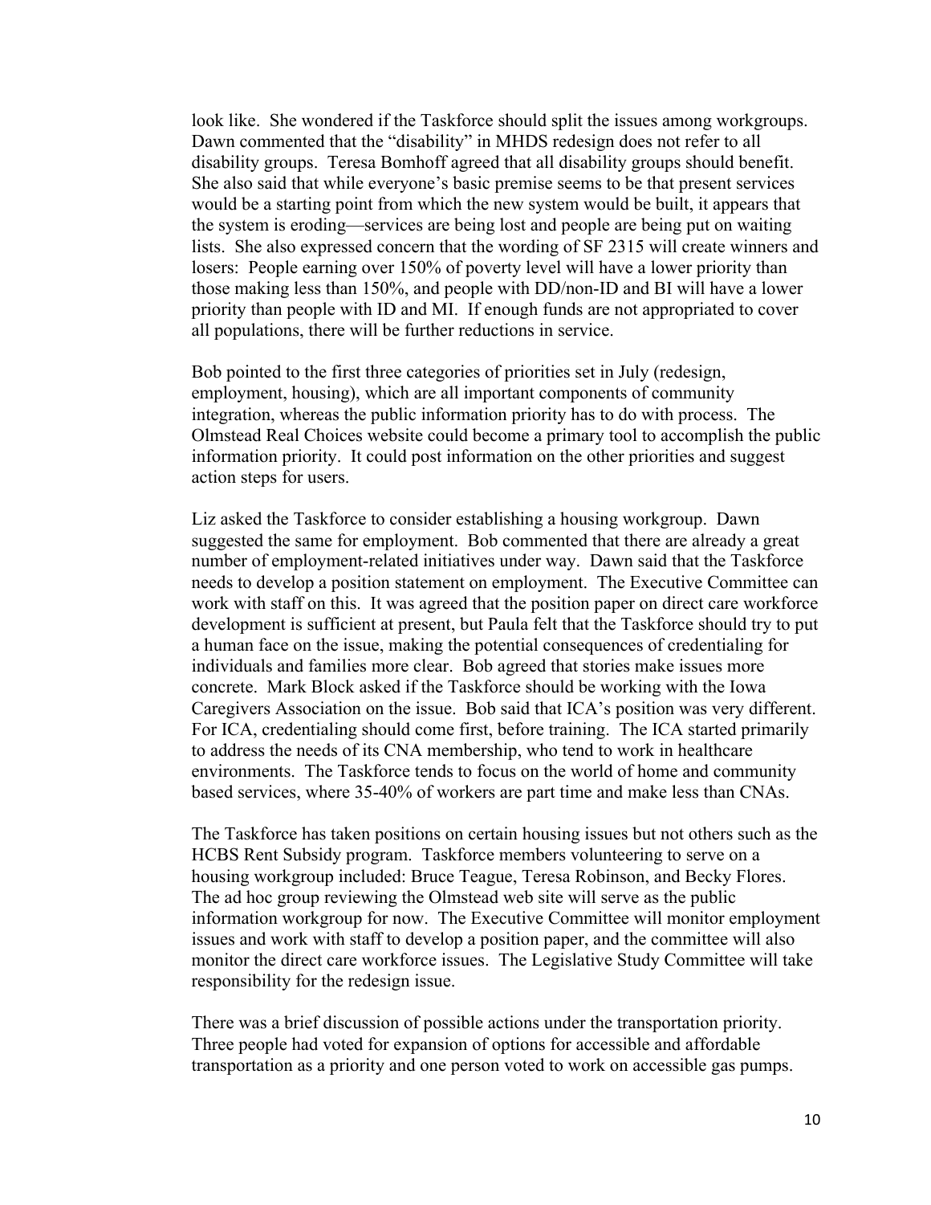look like. She wondered if the Taskforce should split the issues among workgroups. Dawn commented that the "disability" in MHDS redesign does not refer to all disability groups. Teresa Bomhoff agreed that all disability groups should benefit. She also said that while everyone's basic premise seems to be that present services would be a starting point from which the new system would be built, it appears that the system is eroding—services are being lost and people are being put on waiting lists. She also expressed concern that the wording of SF 2315 will create winners and losers: People earning over 150% of poverty level will have a lower priority than those making less than 150%, and people with DD/non-ID and BI will have a lower priority than people with ID and MI. If enough funds are not appropriated to cover all populations, there will be further reductions in service.

Bob pointed to the first three categories of priorities set in July (redesign, employment, housing), which are all important components of community integration, whereas the public information priority has to do with process. The Olmstead Real Choices website could become a primary tool to accomplish the public information priority. It could post information on the other priorities and suggest action steps for users.

Liz asked the Taskforce to consider establishing a housing workgroup. Dawn suggested the same for employment. Bob commented that there are already a great number of employment-related initiatives under way. Dawn said that the Taskforce needs to develop a position statement on employment. The Executive Committee can work with staff on this. It was agreed that the position paper on direct care workforce development is sufficient at present, but Paula felt that the Taskforce should try to put a human face on the issue, making the potential consequences of credentialing for individuals and families more clear. Bob agreed that stories make issues more concrete. Mark Block asked if the Taskforce should be working with the Iowa Caregivers Association on the issue. Bob said that ICA's position was very different. For ICA, credentialing should come first, before training. The ICA started primarily to address the needs of its CNA membership, who tend to work in healthcare environments. The Taskforce tends to focus on the world of home and community based services, where 35-40% of workers are part time and make less than CNAs.

The Taskforce has taken positions on certain housing issues but not others such as the HCBS Rent Subsidy program. Taskforce members volunteering to serve on a housing workgroup included: Bruce Teague, Teresa Robinson, and Becky Flores. The ad hoc group reviewing the Olmstead web site will serve as the public information workgroup for now. The Executive Committee will monitor employment issues and work with staff to develop a position paper, and the committee will also monitor the direct care workforce issues. The Legislative Study Committee will take responsibility for the redesign issue.

There was a brief discussion of possible actions under the transportation priority. Three people had voted for expansion of options for accessible and affordable transportation as a priority and one person voted to work on accessible gas pumps.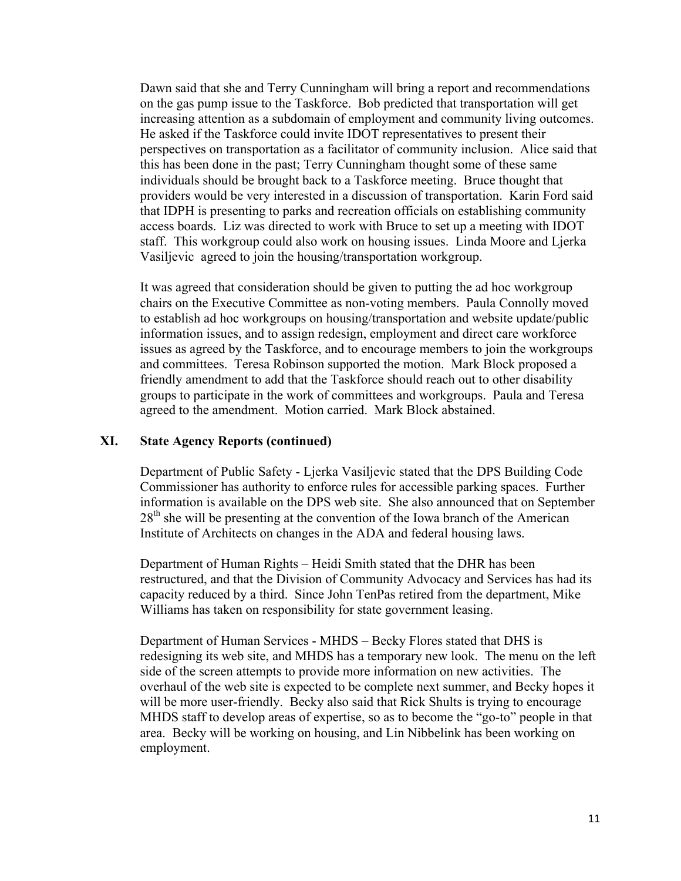Dawn said that she and Terry Cunningham will bring a report and recommendations on the gas pump issue to the Taskforce. Bob predicted that transportation will get increasing attention as a subdomain of employment and community living outcomes. He asked if the Taskforce could invite IDOT representatives to present their perspectives on transportation as a facilitator of community inclusion. Alice said that this has been done in the past; Terry Cunningham thought some of these same individuals should be brought back to a Taskforce meeting. Bruce thought that providers would be very interested in a discussion of transportation. Karin Ford said that IDPH is presenting to parks and recreation officials on establishing community access boards. Liz was directed to work with Bruce to set up a meeting with IDOT staff. This workgroup could also work on housing issues. Linda Moore and Ljerka Vasiljevic agreed to join the housing/transportation workgroup.

It was agreed that consideration should be given to putting the ad hoc workgroup chairs on the Executive Committee as non-voting members. Paula Connolly moved to establish ad hoc workgroups on housing/transportation and website update/public information issues, and to assign redesign, employment and direct care workforce issues as agreed by the Taskforce, and to encourage members to join the workgroups and committees. Teresa Robinson supported the motion. Mark Block proposed a friendly amendment to add that the Taskforce should reach out to other disability groups to participate in the work of committees and workgroups. Paula and Teresa agreed to the amendment. Motion carried. Mark Block abstained.

## XI. State Agency Reports (continued)

Department of Public Safety - Ljerka Vasiljevic stated that the DPS Building Code Commissioner has authority to enforce rules for accessible parking spaces. Further information is available on the DPS web site. She also announced that on September 28th she will be presenting at the convention of the Iowa branch of the American Institute of Architects on changes in the ADA and federal housing laws.

Department of Human Rights – Heidi Smith stated that the DHR has been restructured, and that the Division of Community Advocacy and Services has had its capacity reduced by a third. Since John TenPas retired from the department, Mike Williams has taken on responsibility for state government leasing.

Department of Human Services - MHDS – Becky Flores stated that DHS is redesigning its web site, and MHDS has a temporary new look. The menu on the left side of the screen attempts to provide more information on new activities. The overhaul of the web site is expected to be complete next summer, and Becky hopes it will be more user-friendly. Becky also said that Rick Shults is trying to encourage MHDS staff to develop areas of expertise, so as to become the "go-to" people in that area. Becky will be working on housing, and Lin Nibbelink has been working on employment.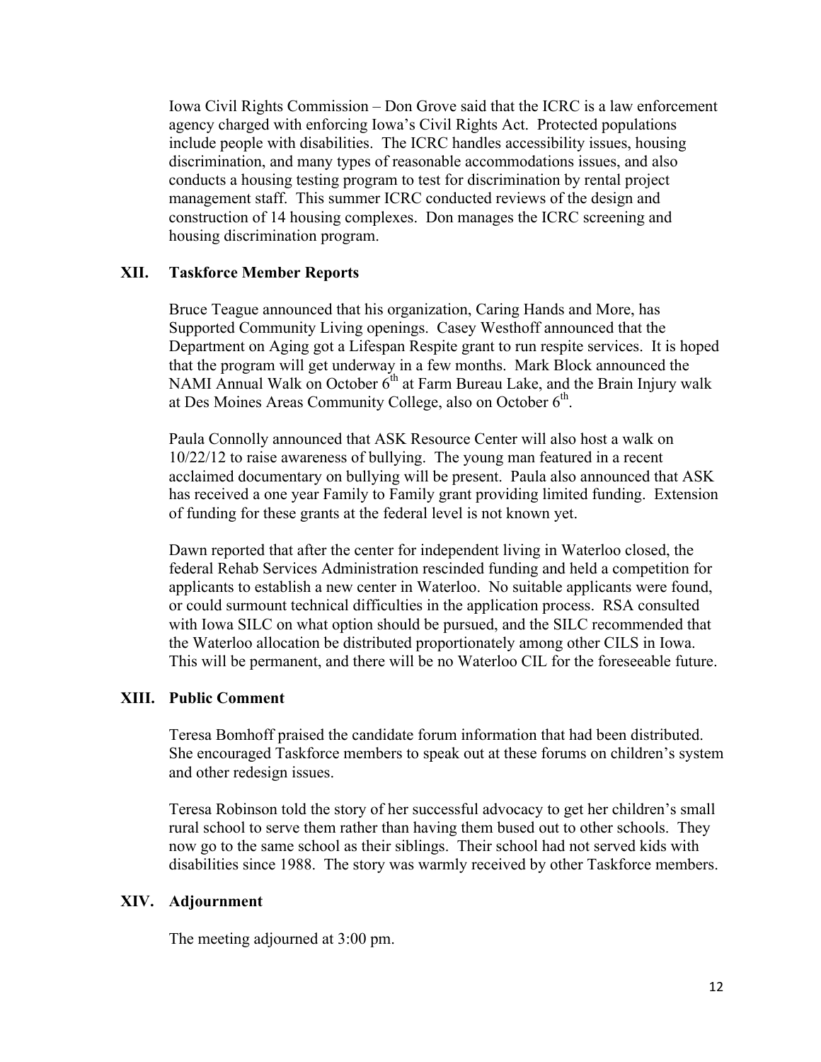Iowa Civil Rights Commission – Don Grove said that the ICRC is a law enforcement agency charged with enforcing Iowa's Civil Rights Act. Protected populations include people with disabilities. The ICRC handles accessibility issues, housing discrimination, and many types of reasonable accommodations issues, and also conducts a housing testing program to test for discrimination by rental project management staff. This summer ICRC conducted reviews of the design and construction of 14 housing complexes. Don manages the ICRC screening and housing discrimination program.

## XII. Taskforce Member Reports

Bruce Teague announced that his organization, Caring Hands and More, has Supported Community Living openings. Casey Westhoff announced that the Department on Aging got a Lifespan Respite grant to run respite services. It is hoped that the program will get underway in a few months. Mark Block announced the NAMI Annual Walk on October 6th at Farm Bureau Lake, and the Brain Injury walk at Des Moines Areas Community College, also on October 6th.

Paula Connolly announced that ASK Resource Center will also host a walk on 10/22/12 to raise awareness of bullying. The young man featured in a recent acclaimed documentary on bullying will be present. Paula also announced that ASK has received a one year Family to Family grant providing limited funding. Extension of funding for these grants at the federal level is not known yet.

Dawn reported that after the center for independent living in Waterloo closed, the federal Rehab Services Administration rescinded funding and held a competition for applicants to establish a new center in Waterloo. No suitable applicants were found, or could surmount technical difficulties in the application process. RSA consulted with Iowa SILC on what option should be pursued, and the SILC recommended that the Waterloo allocation be distributed proportionately among other CILS in Iowa. This will be permanent, and there will be no Waterloo CIL for the foreseeable future.

## XIII. Public Comment

Teresa Bomhoff praised the candidate forum information that had been distributed. She encouraged Taskforce members to speak out at these forums on children's system and other redesign issues.

Teresa Robinson told the story of her successful advocacy to get her children's small rural school to serve them rather than having them bused out to other schools. They now go to the same school as their siblings. Their school had not served kids with disabilities since 1988. The story was warmly received by other Taskforce members.

## XIV. Adjournment

The meeting adjourned at 3:00 pm.